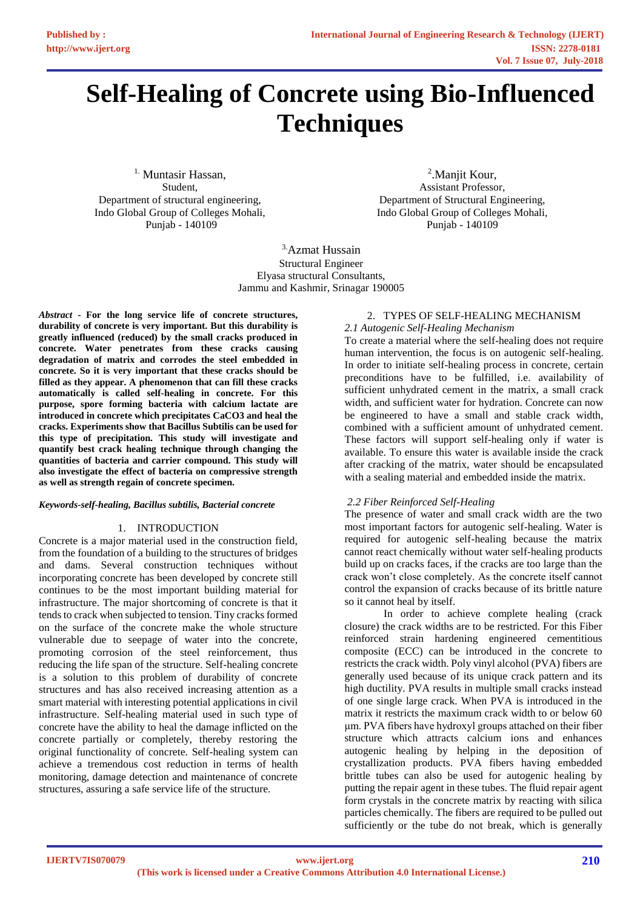# Self-Healing of Concrete using Bio-Influenced Techniques

[1.] Muntasir Hassan,
Student,
Department of structural engineering,
Indo Global Group of Colleges Mohali,
Punjab - 140109

[2.]Manjit Kour,
Assistant Professor,
Department of Structural Engineering,
Indo Global Group of Colleges Mohali,
Punjab - 140109

[3.]Azmat Hussain
Structural Engineer
Elyasa structural Consultants,
Jammu and Kashmir, Srinagar 190005

***Abstract* - For the long service life of concrete structures, durability of concrete is very important. But this durability is greatly influenced (reduced) by the small cracks produced in concrete. Water penetrates from these cracks causing degradation of matrix and corrodes the steel embedded in concrete. So it is very important that these cracks should be filled as they appear. A phenomenon that can fill these cracks automatically is called self-healing in concrete. For this purpose, spore forming bacteria with calcium lactate are introduced in concrete which precipitates $CaCO_3$ and heal the cracks. Experiments show that Bacillus Subtilis can be used for this type of precipitation. This study will investigate and quantify best crack healing technique through changing the quantities of bacteria and carrier compound. This study will also investigate the effect of bacteria on compressive strength as well as strength regain of concrete specimen.**

***Keywords-self-healing, Bacillus subtilis, Bacterial concrete***

## 1. INTRODUCTION

Concrete is a major material used in the construction field, from the foundation of a building to the structures of bridges and dams. Several construction techniques without incorporating concrete has been developed by concrete still continues to be the most important building material for infrastructure. The major shortcoming of concrete is that it tends to crack when subjected to tension. Tiny cracks formed on the surface of the concrete make the whole structure vulnerable due to seepage of water into the concrete, promoting corrosion of the steel reinforcement, thus reducing the life span of the structure. Self-healing concrete is a solution to this problem of durability of concrete structures and has also received increasing attention as a smart material with interesting potential applications in civil infrastructure. Self-healing material used in such type of concrete have the ability to heal the damage inflicted on the concrete partially or completely, thereby restoring the original functionality of concrete. Self-healing system can achieve a tremendous cost reduction in terms of health monitoring, damage detection and maintenance of concrete structures, assuring a safe service life of the structure.

## 2. TYPES OF SELF-HEALING MECHANISM

### *2.1 Autogenic Self-Healing Mechanism*

To create a material where the self-healing does not require human intervention, the focus is on autogenic self-healing. In order to initiate self-healing process in concrete, certain preconditions have to be fulfilled, i.e. availability of sufficient unhydrated cement in the matrix, a small crack width, and sufficient water for hydration. Concrete can now be engineered to have a small and stable crack width, combined with a sufficient amount of unhydrated cement. These factors will support self-healing only if water is available. To ensure this water is available inside the crack after cracking of the matrix, water should be encapsulated with a sealing material and embedded inside the matrix.

### *2.2 Fiber Reinforced Self-Healing*

The presence of water and small crack width are the two most important factors for autogenic self-healing. Water is required for autogenic self-healing because the matrix cannot react chemically without water self-healing products build up on cracks faces, if the cracks are too large than the crack won't close completely. As the concrete itself cannot control the expansion of cracks because of its brittle nature so it cannot heal by itself.

In order to achieve complete healing (crack closure) the crack widths are to be restricted. For this Fiber reinforced strain hardening engineered cementitious composite (ECC) can be introduced in the concrete to restricts the crack width. Poly vinyl alcohol (PVA) fibers are generally used because of its unique crack pattern and its high ductility. PVA results in multiple small cracks instead of one single large crack. When PVA is introduced in the matrix it restricts the maximum crack width to or below 60 μm. PVA fibers have hydroxyl groups attached on their fiber structure which attracts calcium ions and enhances autogenic healing by helping in the deposition of crystallization products. PVA fibers having embedded brittle tubes can also be used for autogenic healing by putting the repair agent in these tubes. The fluid repair agent form crystals in the concrete matrix by reacting with silica particles chemically. The fibers are required to be pulled out sufficiently or the tube do not break, which is generally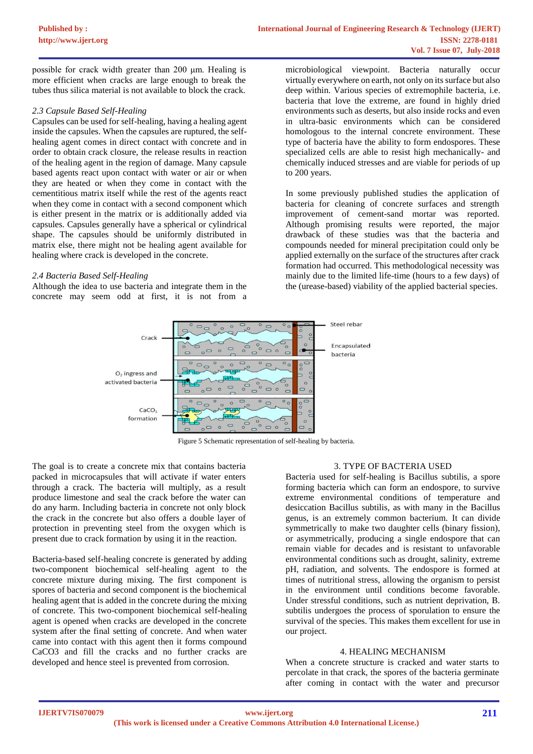possible for crack width greater than 200 µm. Healing is more efficient when cracks are large enough to break the tubes thus silica material is not available to block the crack.

### *2.3 Capsule Based Self-Healing*

Capsules can be used for self-healing, having a healing agent inside the capsules. When the capsules are ruptured, the self-healing agent comes in direct contact with concrete and in order to obtain crack closure, the release results in reaction of the healing agent in the region of damage. Many capsule based agents react upon contact with water or air or when they are heated or when they come in contact with the cementitious matrix itself while the rest of the agents react when they come in contact with a second component which is either present in the matrix or is additionally added via capsules. Capsules generally have a spherical or cylindrical shape. The capsules should be uniformly distributed in matrix else, there might not be healing agent available for healing where crack is developed in the concrete.

### *2.4 Bacteria Based Self-Healing*

Although the idea to use bacteria and integrate them in the concrete may seem odd at first, it is not from a microbiological viewpoint. Bacteria naturally occur virtually everywhere on earth, not only on its surface but also deep within. Various species of extremophile bacteria, i.e. bacteria that love the extreme, are found in highly dried environments such as deserts, but also inside rocks and even in ultra-basic environments which can be considered homologous to the internal concrete environment. These type of bacteria have the ability to form endospores. These specialized cells are able to resist high mechanically- and chemically induced stresses and are viable for periods of up to 200 years.

In some previously published studies the application of bacteria for cleaning of concrete surfaces and strength improvement of cement-sand mortar was reported. Although promising results were reported, the major drawback of these studies was that the bacteria and compounds needed for mineral precipitation could only be applied externally on the surface of the structures after crack formation had occurred. This methodological necessity was mainly due to the limited life-time (hours to a few days) of the (urease-based) viability of the applied bacterial species.

Figure 5 Schematic representation of self-healing by bacteria.

The goal is to create a concrete mix that contains bacteria packed in microcapsules that will activate if water enters through a crack. The bacteria will multiply, as a result produce limestone and seal the crack before the water can do any harm. Including bacteria in concrete not only block the crack in the concrete but also offers a double layer of protection in preventing steel from the oxygen which is present due to crack formation by using it in the reaction.

Bacteria-based self-healing concrete is generated by adding two-component biochemical self-healing agent to the concrete mixture during mixing. The first component is spores of bacteria and second component is the biochemical healing agent that is added in the concrete during the mixing of concrete. This two-component biochemical self-healing agent is opened when cracks are developed in the concrete system after the final setting of concrete. And when water came into contact with this agent then it forms compound $CaCO_3$ and fill the cracks and no further cracks are developed and hence steel is prevented from corrosion.

## 3. TYPE OF BACTERIA USED

Bacteria used for self-healing is Bacillus subtilis, a spore forming bacteria which can form an endospore, to survive extreme environmental conditions of temperature and desiccation Bacillus subtilis, as with many in the Bacillus genus, is an extremely common bacterium. It can divide symmetrically to make two daughter cells (binary fission), or asymmetrically, producing a single endospore that can remain viable for decades and is resistant to unfavorable environmental conditions such as drought, salinity, extreme pH, radiation, and solvents. The endospore is formed at times of nutritional stress, allowing the organism to persist in the environment until conditions become favorable. Under stressful conditions, such as nutrient deprivation, B. subtilis undergoes the process of sporulation to ensure the survival of the species. This makes them excellent for use in our project.

## 4. HEALING MECHANISM

When a concrete structure is cracked and water starts to percolate in that crack, the spores of the bacteria germinate after coming in contact with the water and precursor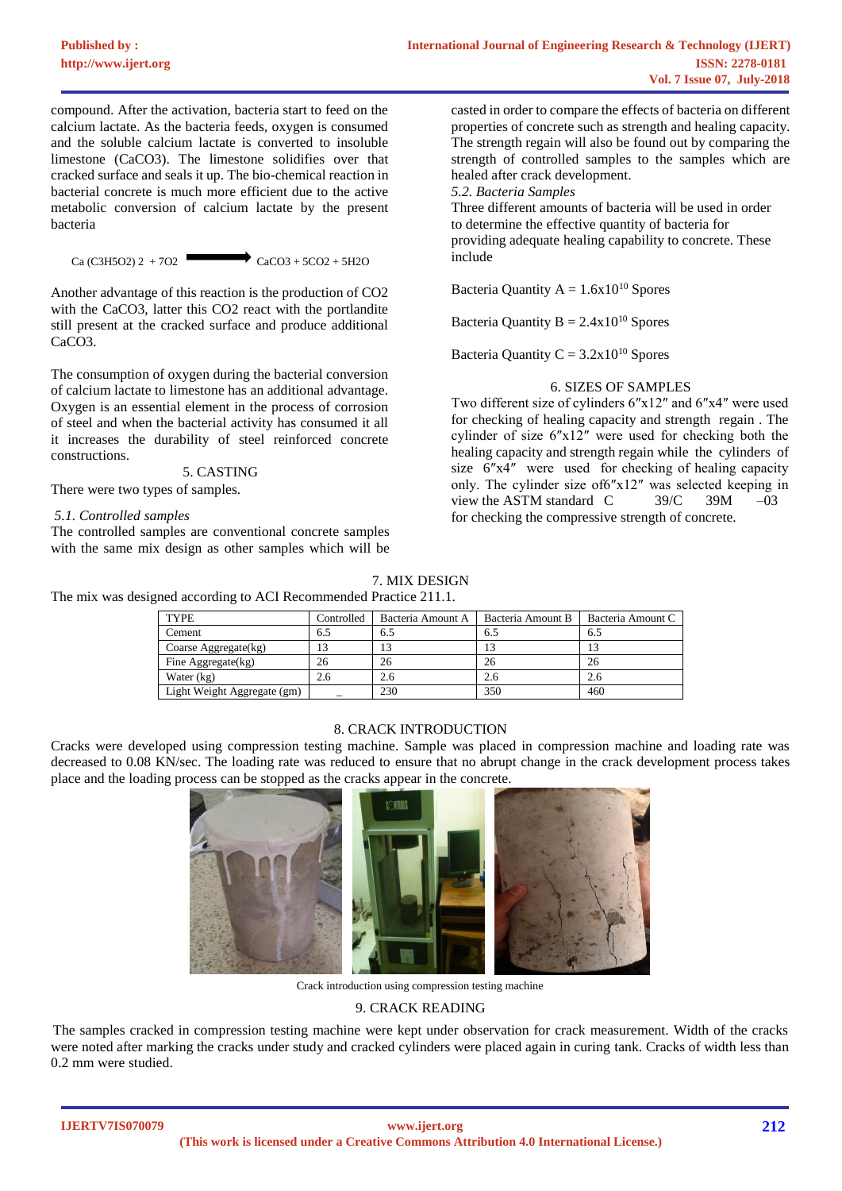compound. After the activation, bacteria start to feed on the calcium lactate. As the bacteria feeds, oxygen is consumed and the soluble calcium lactate is converted to insoluble limestone ($CaCO_3$). The limestone solidifies over that cracked surface and seals it up. The bio-chemical reaction in bacterial concrete is much more efficient due to the active metabolic conversion of calcium lactate by the present bacteria

$$Ca(C_3H_5O_2)_2 + 7O_2 \longrightarrow CaCO_3 + 5CO_2 + 5H_2O$$

Another advantage of this reaction is the production of $CO_2$ with the $CaCO_3$, latter this $CO_2$ react with the portlandite still present at the cracked surface and produce additional $CaCO_3$.

The consumption of oxygen during the bacterial conversion of calcium lactate to limestone has an additional advantage. Oxygen is an essential element in the process of corrosion of steel and when the bacterial activity has consumed it all it increases the durability of steel reinforced concrete constructions.

## 5. CASTING

There were two types of samples.

### *5.1. Controlled samples*

The controlled samples are conventional concrete samples with the same mix design as other samples which will be casted in order to compare the effects of bacteria on different properties of concrete such as strength and healing capacity. The strength regain will also be found out by comparing the strength of controlled samples to the samples which are healed after crack development.

### *5.2. Bacteria Samples*

Three different amounts of bacteria will be used in order to determine the effective quantity of bacteria for providing adequate healing capability to concrete. These include

Bacteria Quantity A = $1.6 \times 10^{10}$ Spores

Bacteria Quantity B = $2.4 \times 10^{10}$ Spores

Bacteria Quantity C = $3.2 \times 10^{10}$ Spores

## 6. SIZES OF SAMPLES

Two different size of cylinders 6″x12″ and 6″x4″ were used for checking of healing capacity and strength regain . The cylinder of size 6″x12″ were used for checking both the healing capacity and strength regain while the cylinders of size 6″x4″ were used for checking of healing capacity only. The cylinder size of6″x12″ was selected keeping in view the ASTM standard C 39/C 39M –03 for checking the compressive strength of concrete.

## 7. MIX DESIGN

The mix was designed according to ACI Recommended Practice 211.1.

| TYPE | Controlled | Bacteria Amount A | Bacteria Amount B | Bacteria Amount C |
|---|---|---|---|---|
| Cement | 6.5 | 6.5 | 6.5 | 6.5 |
| Coarse Aggregate(kg) | 13 | 13 | 13 | 13 |
| Fine Aggregate(kg) | 26 | 26 | 26 | 26 |
| Water (kg) | 2.6 | 2.6 | 2.6 | 2.6 |
| Light Weight Aggregate (gm) | _ | 230 | 350 | 460 |

## 8. CRACK INTRODUCTION

Cracks were developed using compression testing machine. Sample was placed in compression machine and loading rate was decreased to 0.08 KN/sec. The loading rate was reduced to ensure that no abrupt change in the crack development process takes place and the loading process can be stopped as the cracks appear in the concrete.

Crack introduction using compression testing machine

## 9. CRACK READING

The samples cracked in compression testing machine were kept under observation for crack measurement. Width of the cracks were noted after marking the cracks under study and cracked cylinders were placed again in curing tank. Cracks of width less than 0.2 mm were studied.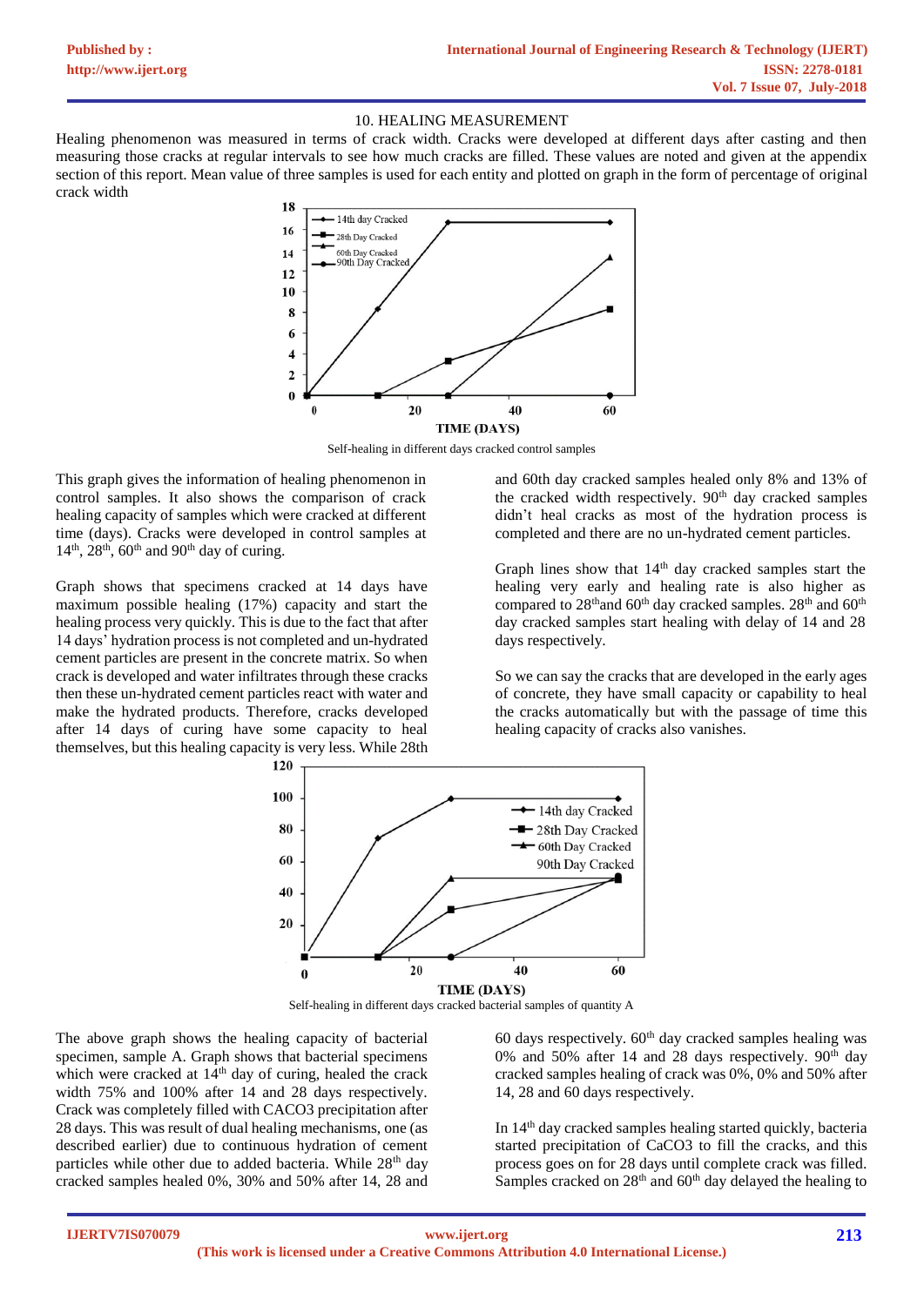## 10. HEALING MEASUREMENT

Healing phenomenon was measured in terms of crack width. Cracks were developed at different days after casting and then measuring those cracks at regular intervals to see how much cracks are filled. These values are noted and given at the appendix section of this report. Mean value of three samples is used for each entity and plotted on graph in the form of percentage of original crack width

Self-healing in different days cracked control samples

This graph gives the information of healing phenomenon in control samples. It also shows the comparison of crack healing capacity of samples which were cracked at different time (days). Cracks were developed in control samples at 14th, 28th, 60th and 90th day of curing.

Graph shows that specimens cracked at 14 days have maximum possible healing (17%) capacity and start the healing process very quickly. This is due to the fact that after 14 days' hydration process is not completed and un-hydrated cement particles are present in the concrete matrix. So when crack is developed and water infiltrates through these cracks then these un-hydrated cement particles react with water and make the hydrated products. Therefore, cracks developed after 14 days of curing have some capacity to heal themselves, but this healing capacity is very less. While 28th and 60th day cracked samples healed only 8% and 13% of the cracked width respectively. 90th day cracked samples didn't heal cracks as most of the hydration process is completed and there are no un-hydrated cement particles.

Graph lines show that 14th day cracked samples start the healing very early and healing rate is also higher as compared to 28th and 60th day cracked samples. 28th and 60th day cracked samples start healing with delay of 14 and 28 days respectively.

So we can say the cracks that are developed in the early ages of concrete, they have small capacity or capability to heal the cracks automatically but with the passage of time this healing capacity of cracks also vanishes.

Self-healing in different days cracked bacterial samples of quantity A

The above graph shows the healing capacity of bacterial specimen, sample A. Graph shows that bacterial specimens which were cracked at 14th day of curing, healed the crack width 75% and 100% after 14 and 28 days respectively. Crack was completely filled with CACO3 precipitation after 28 days. This was result of dual healing mechanisms, one (as described earlier) due to continuous hydration of cement particles while other due to added bacteria. While 28th day cracked samples healed 0%, 30% and 50% after 14, 28 and 60 days respectively. 60th day cracked samples healing was 0% and 50% after 14 and 28 days respectively. 90th day cracked samples healing of crack was 0%, 0% and 50% after 14, 28 and 60 days respectively.

In 14th day cracked samples healing started quickly, bacteria started precipitation of $CaCO_3$ to fill the cracks, and this process goes on for 28 days until complete crack was filled. Samples cracked on 28th and 60th day delayed the healing to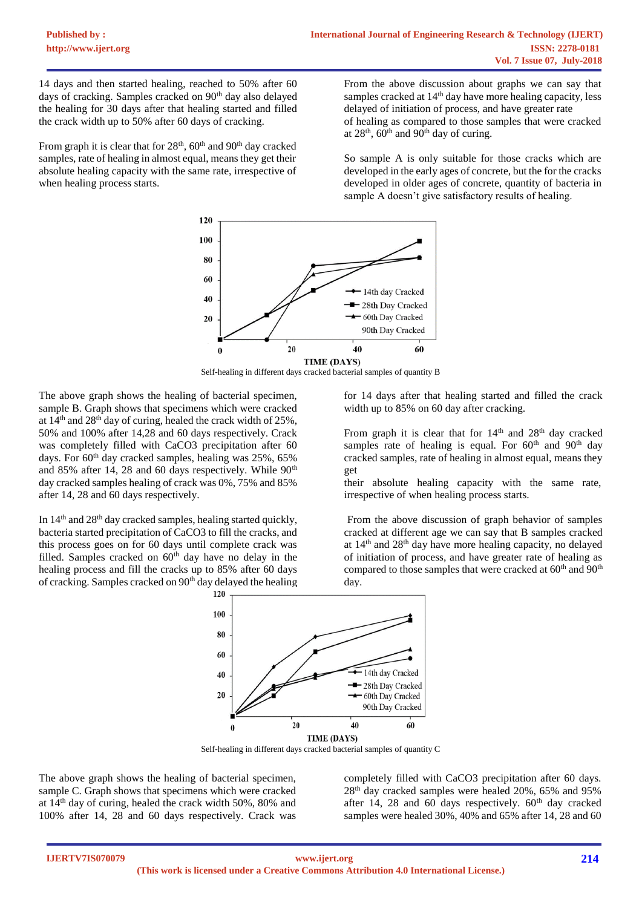14 days and then started healing, reached to 50% after 60 days of cracking. Samples cracked on 90th day also delayed the healing for 30 days after that healing started and filled the crack width up to 50% after 60 days of cracking.

From graph it is clear that for 28th, 60th and 90th day cracked samples, rate of healing in almost equal, means they get their absolute healing capacity with the same rate, irrespective of when healing process starts.

From the above discussion about graphs we can say that samples cracked at 14th day have more healing capacity, less delayed of initiation of process, and have greater rate of healing as compared to those samples that were cracked at 28th, 60th and 90th day of curing.

So sample A is only suitable for those cracks which are developed in the early ages of concrete, but the for the cracks developed in older ages of concrete, quantity of bacteria in sample A doesn't give satisfactory results of healing.

Self-healing in different days cracked bacterial samples of quantity B

The above graph shows the healing of bacterial specimen, sample B. Graph shows that specimens which were cracked at 14th and 28th day of curing, healed the crack width of 25%, 50% and 100% after 14,28 and 60 days respectively. Crack was completely filled with $CaCO_3$ precipitation after 60 days. For 60th day cracked samples, healing was 25%, 65% and 85% after 14, 28 and 60 days respectively. While 90th day cracked samples healing of crack was 0%, 75% and 85% after 14, 28 and 60 days respectively.

In 14th and 28th day cracked samples, healing started quickly, bacteria started precipitation of $CaCO_3$ to fill the cracks, and this process goes on for 60 days until complete crack was filled. Samples cracked on 60th day have no delay in the healing process and fill the cracks up to 85% after 60 days of cracking. Samples cracked on 90th day delayed the healing for 14 days after that healing started and filled the crack width up to 85% on 60 day after cracking.

From graph it is clear that for 14th and 28th day cracked samples rate of healing is equal. For 60th and 90th day cracked samples, rate of healing in almost equal, means they get their absolute healing capacity with the same rate, irrespective of when healing process starts.

From the above discussion of graph behavior of samples cracked at different age we can say that B samples cracked at 14th and 28th day have more healing capacity, no delayed of initiation of process, and have greater rate of healing as compared to those samples that were cracked at 60th and 90th day.

Self-healing in different days cracked bacterial samples of quantity C

The above graph shows the healing of bacterial specimen, sample C. Graph shows that specimens which were cracked at 14th day of curing, healed the crack width 50%, 80% and 100% after 14, 28 and 60 days respectively. Crack was completely filled with $CaCO_3$ precipitation after 60 days. 28th day cracked samples were healed 20%, 65% and 95% after 14, 28 and 60 days respectively. 60th day cracked samples were healed 30%, 40% and 65% after 14, 28 and 60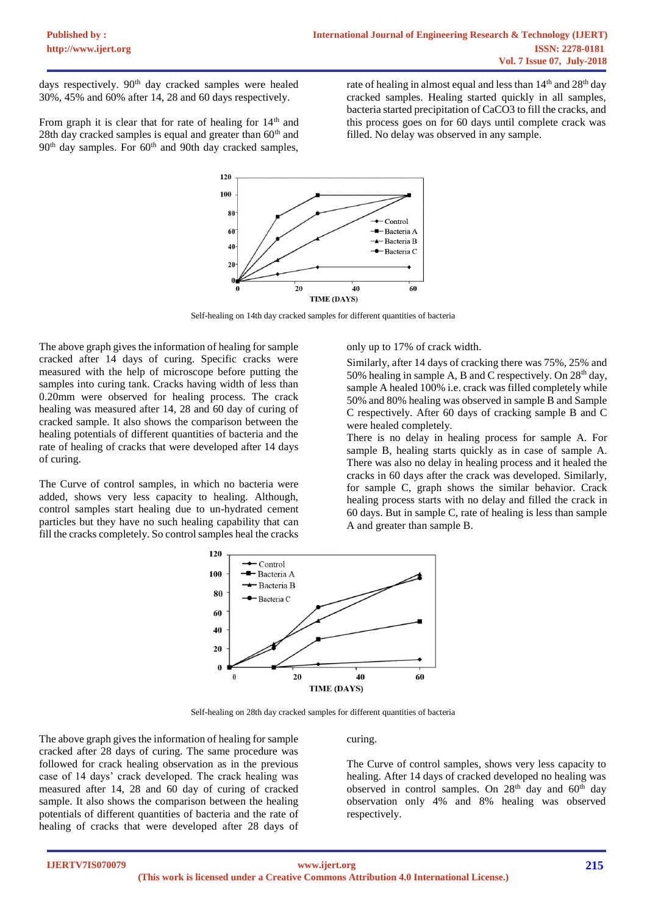days respectively. 90th day cracked samples were healed 30%, 45% and 60% after 14, 28 and 60 days respectively.

From graph it is clear that for rate of healing for 14th and 28th day cracked samples is equal and greater than 60th and 90th day samples. For 60th and 90th day cracked samples, rate of healing in almost equal and less than 14th and 28th day cracked samples. Healing started quickly in all samples, bacteria started precipitation of $CaCO3$ to fill the cracks, and this process goes on for 60 days until complete crack was filled. No delay was observed in any sample.

Self-healing on 14th day cracked samples for different quantities of bacteria

The above graph gives the information of healing for sample cracked after 14 days of curing. Specific cracks were measured with the help of microscope before putting the samples into curing tank. Cracks having width of less than 0.20mm were observed for healing process. The crack healing was measured after 14, 28 and 60 day of curing of cracked sample. It also shows the comparison between the healing potentials of different quantities of bacteria and the rate of healing of cracks that were developed after 14 days of curing.

The Curve of control samples, in which no bacteria were added, shows very less capacity to healing. Although, control samples start healing due to un-hydrated cement particles but they have no such healing capability that can fill the cracks completely. So control samples heal the cracks only up to 17% of crack width.

Similarly, after 14 days of cracking there was 75%, 25% and 50% healing in sample A, B and C respectively. On 28th day, sample A healed 100% i.e. crack was filled completely while 50% and 80% healing was observed in sample B and Sample C respectively. After 60 days of cracking sample B and C were healed completely.

There is no delay in healing process for sample A. For sample B, healing starts quickly as in case of sample A. There was also no delay in healing process and it healed the cracks in 60 days after the crack was developed. Similarly, for sample C, graph shows the similar behavior. Crack healing process starts with no delay and filled the crack in 60 days. But in sample C, rate of healing is less than sample A and greater than sample B.

Self-healing on 28th day cracked samples for different quantities of bacteria

The above graph gives the information of healing for sample cracked after 28 days of curing. The same procedure was followed for crack healing observation as in the previous case of 14 days' crack developed. The crack healing was measured after 14, 28 and 60 day of curing of cracked sample. It also shows the comparison between the healing potentials of different quantities of bacteria and the rate of healing of cracks that were developed after 28 days of curing.

The Curve of control samples, shows very less capacity to healing. After 14 days of cracked developed no healing was observed in control samples. On 28th day and 60th day observation only 4% and 8% healing was observed respectively.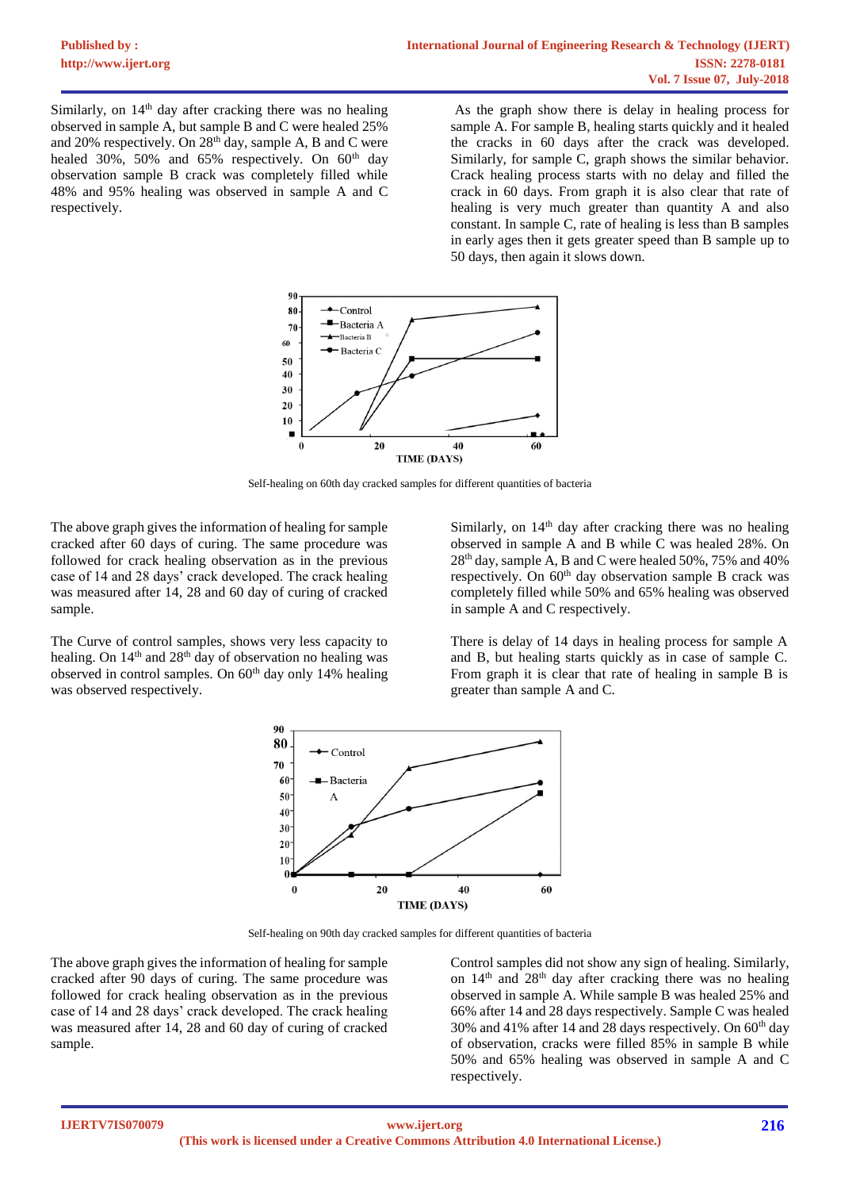Similarly, on 14th day after cracking there was no healing observed in sample A, but sample B and C were healed 25% and 20% respectively. On 28th day, sample A, B and C were healed 30%, 50% and 65% respectively. On 60th day observation sample B crack was completely filled while 48% and 95% healing was observed in sample A and C respectively.

As the graph show there is delay in healing process for sample A. For sample B, healing starts quickly and it healed the cracks in 60 days after the crack was developed. Similarly, for sample C, graph shows the similar behavior. Crack healing process starts with no delay and filled the crack in 60 days. From graph it is also clear that rate of healing is very much greater than quantity A and also constant. In sample C, rate of healing is less than B samples in early ages then it gets greater speed than B sample up to 50 days, then again it slows down.

Self-healing on 60th day cracked samples for different quantities of bacteria

The above graph gives the information of healing for sample cracked after 60 days of curing. The same procedure was followed for crack healing observation as in the previous case of 14 and 28 days' crack developed. The crack healing was measured after 14, 28 and 60 day of curing of cracked sample.

The Curve of control samples, shows very less capacity to healing. On 14th and 28th day of observation no healing was observed in control samples. On 60th day only 14% healing was observed respectively.

Similarly, on 14th day after cracking there was no healing observed in sample A and B while C was healed 28%. On 28th day, sample A, B and C were healed 50%, 75% and 40% respectively. On 60th day observation sample B crack was completely filled while 50% and 65% healing was observed in sample A and C respectively.

There is delay of 14 days in healing process for sample A and B, but healing starts quickly as in case of sample C. From graph it is clear that rate of healing in sample B is greater than sample A and C.

Self-healing on 90th day cracked samples for different quantities of bacteria

The above graph gives the information of healing for sample cracked after 90 days of curing. The same procedure was followed for crack healing observation as in the previous case of 14 and 28 days' crack developed. The crack healing was measured after 14, 28 and 60 day of curing of cracked sample.

Control samples did not show any sign of healing. Similarly, on 14th and 28th day after cracking there was no healing observed in sample A. While sample B was healed 25% and 66% after 14 and 28 days respectively. Sample C was healed 30% and 41% after 14 and 28 days respectively. On 60th day of observation, cracks were filled 85% in sample B while 50% and 65% healing was observed in sample A and C respectively.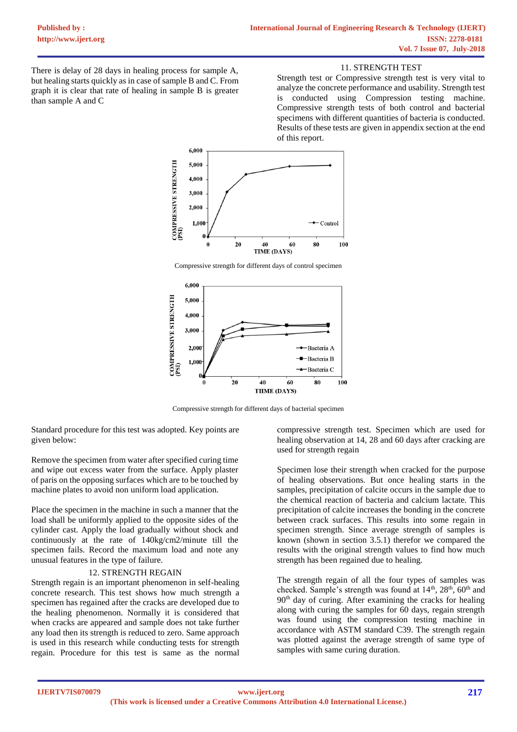There is delay of 28 days in healing process for sample A, but healing starts quickly as in case of sample B and C. From graph it is clear that rate of healing in sample B is greater than sample A and C

## 11. STRENGTH TEST

Strength test or Compressive strength test is very vital to analyze the concrete performance and usability. Strength test is conducted using Compression testing machine. Compressive strength tests of both control and bacterial specimens with different quantities of bacteria is conducted. Results of these tests are given in appendix section at the end of this report.

Compressive strength for different days of control specimen

Compressive strength for different days of bacterial specimen

Standard procedure for this test was adopted. Key points are given below:

Remove the specimen from water after specified curing time and wipe out excess water from the surface. Apply plaster of paris on the opposing surfaces which are to be touched by machine plates to avoid non uniform load application.

Place the specimen in the machine in such a manner that the load shall be uniformly applied to the opposite sides of the cylinder cast. Apply the load gradually without shock and continuously at the rate of 140kg/cm2/minute till the specimen fails. Record the maximum load and note any unusual features in the type of failure.

## 12. STRENGTH REGAIN

Strength regain is an important phenomenon in self-healing concrete research. This test shows how much strength a specimen has regained after the cracks are developed due to the healing phenomenon. Normally it is considered that when cracks are appeared and sample does not take further any load then its strength is reduced to zero. Same approach is used in this research while conducting tests for strength regain. Procedure for this test is same as the normal compressive strength test. Specimen which are used for healing observation at 14, 28 and 60 days after cracking are used for strength regain

Specimen lose their strength when cracked for the purpose of healing observations. But once healing starts in the samples, precipitation of calcite occurs in the sample due to the chemical reaction of bacteria and calcium lactate. This precipitation of calcite increases the bonding in the concrete between crack surfaces. This results into some regain in specimen strength. Since average strength of samples is known (shown in section 3.5.1) therefor we compared the results with the original strength values to find how much strength has been regained due to healing.

The strength regain of all the four types of samples was checked. Sample's strength was found at 14th, 28th, 60th and 90th day of curing. After examining the cracks for healing along with curing the samples for 60 days, regain strength was found using the compression testing machine in accordance with ASTM standard C39. The strength regain was plotted against the average strength of same type of samples with same curing duration.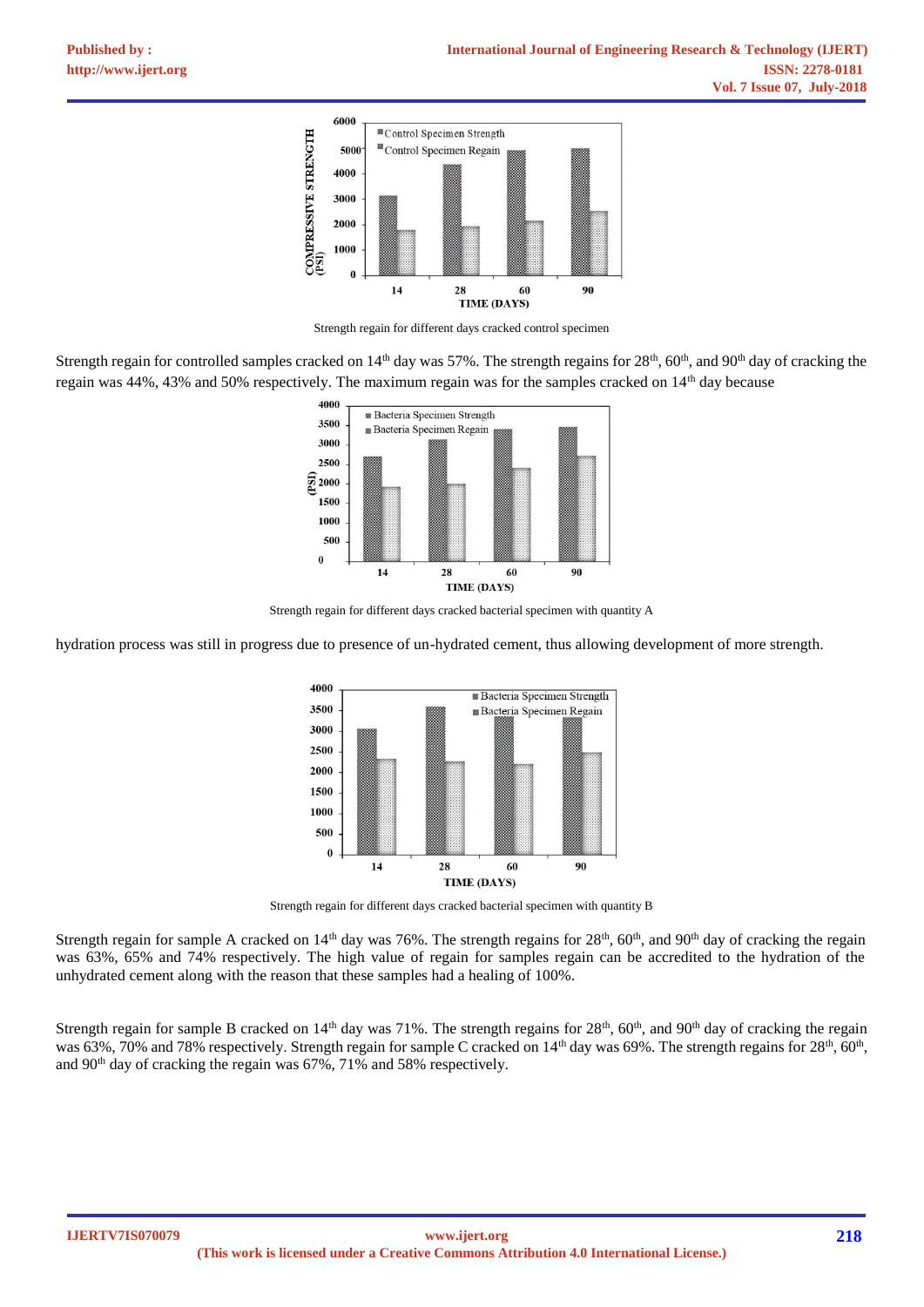Strength regain for different days cracked control specimen

Strength regain for controlled samples cracked on 14th day was 57%. The strength regains for 28th, 60th, and 90th day of cracking the regain was 44%, 43% and 50% respectively. The maximum regain was for the samples cracked on 14th day because

Strength regain for different days cracked bacterial specimen with quantity A

hydration process was still in progress due to presence of un-hydrated cement, thus allowing development of more strength.

Strength regain for different days cracked bacterial specimen with quantity B

Strength regain for sample A cracked on 14th day was 76%. The strength regains for 28th, 60th, and 90th day of cracking the regain was 63%, 65% and 74% respectively. The high value of regain for samples regain can be accredited to the hydration of the unhydrated cement along with the reason that these samples had a healing of 100%.

Strength regain for sample B cracked on 14th day was 71%. The strength regains for 28th, 60th, and 90th day of cracking the regain was 63%, 70% and 78% respectively. Strength regain for sample C cracked on 14th day was 69%. The strength regains for 28th, 60th, and 90th day of cracking the regain was 67%, 71% and 58% respectively.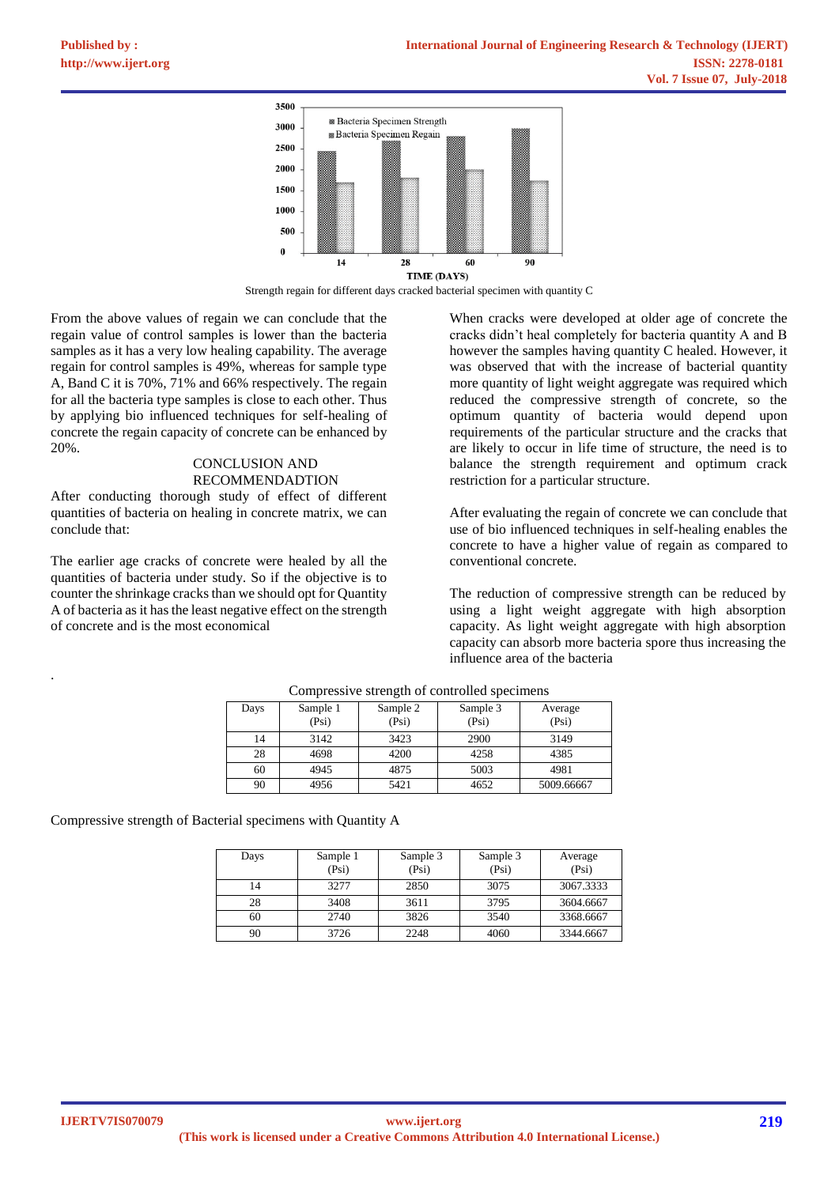Strength regain for different days cracked bacterial specimen with quantity C

From the above values of regain we can conclude that the regain value of control samples is lower than the bacteria samples as it has a very low healing capability. The average regain for control samples is 49%, whereas for sample type A, Band C it is 70%, 71% and 66% respectively. The regain for all the bacteria type samples is close to each other. Thus by applying bio influenced techniques for self-healing of concrete the regain capacity of concrete can be enhanced by 20%.

## CONCLUSION AND RECOMMENDADTION

After conducting thorough study of effect of different quantities of bacteria on healing in concrete matrix, we can conclude that:

The earlier age cracks of concrete were healed by all the quantities of bacteria under study. So if the objective is to counter the shrinkage cracks than we should opt for Quantity A of bacteria as it has the least negative effect on the strength of concrete and is the most economical

When cracks were developed at older age of concrete the cracks didn't heal completely for bacteria quantity A and B however the samples having quantity C healed. However, it was observed that with the increase of bacterial quantity more quantity of light weight aggregate was required which reduced the compressive strength of concrete, so the optimum quantity of bacteria would depend upon requirements of the particular structure and the cracks that are likely to occur in life time of structure, the need is to balance the strength requirement and optimum crack restriction for a particular structure.

After evaluating the regain of concrete we can conclude that use of bio influenced techniques in self-healing enables the concrete to have a higher value of regain as compared to conventional concrete.

The reduction of compressive strength can be reduced by using a light weight aggregate with high absorption capacity. As light weight aggregate with high absorption capacity can absorb more bacteria spore thus increasing the influence area of the bacteria

Compressive strength of controlled specimens

| Days | Sample 1 (Psi) | Sample 2 (Psi) | Sample 3 (Psi) | Average (Psi) |
|---|---|---|---|---|
| 14 | 3142 | 3423 | 2900 | 3149 |
| 28 | 4698 | 4200 | 4258 | 4385 |
| 60 | 4945 | 4875 | 5003 | 4981 |
| 90 | 4956 | 5421 | 4652 | 5009.66667 |

Compressive strength of Bacterial specimens with Quantity A

| Days | Sample 1 (Psi) | Sample 3 (Psi) | Sample 3 (Psi) | Average (Psi) |
|---|---|---|---|---|
| 14 | 3277 | 2850 | 3075 | 3067.3333 |
| 28 | 3408 | 3611 | 3795 | 3604.6667 |
| 60 | 2740 | 3826 | 3540 | 3368.6667 |
| 90 | 3726 | 2248 | 4060 | 3344.6667 |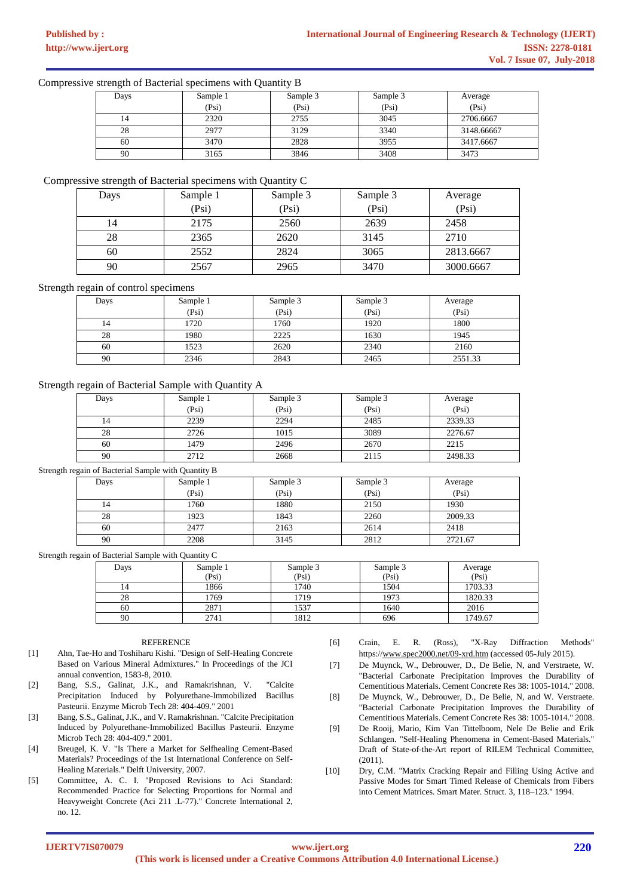Compressive strength of Bacterial specimens with Quantity B

| Days | Sample 1 (Psi) | Sample 3 (Psi) | Sample 3 (Psi) | Average (Psi) |
|---|---|---|---|---|
| 14 | 2320 | 2755 | 3045 | 2706.6667 |
| 28 | 2977 | 3129 | 3340 | 3148.66667 |
| 60 | 3470 | 2828 | 3955 | 3417.6667 |
| 90 | 3165 | 3846 | 3408 | 3473 |

Compressive strength of Bacterial specimens with Quantity C

| Days | Sample 1 (Psi) | Sample 3 (Psi) | Sample 3 (Psi) | Average (Psi) |
|---|---|---|---|---|
| 14 | 2175 | 2560 | 2639 | 2458 |
| 28 | 2365 | 2620 | 3145 | 2710 |
| 60 | 2552 | 2824 | 3065 | 2813.6667 |
| 90 | 2567 | 2965 | 3470 | 3000.6667 |

Strength regain of control specimens

| Days | Sample 1 (Psi) | Sample 3 (Psi) | Sample 3 (Psi) | Average (Psi) |
|---|---|---|---|---|
| 14 | 1720 | 1760 | 1920 | 1800 |
| 28 | 1980 | 2225 | 1630 | 1945 |
| 60 | 1523 | 2620 | 2340 | 2160 |
| 90 | 2346 | 2843 | 2465 | 2551.33 |

Strength regain of Bacterial Sample with Quantity A

| Days | Sample 1 (Psi) | Sample 3 (Psi) | Sample 3 (Psi) | Average (Psi) |
|---|---|---|---|---|
| 14 | 2239 | 2294 | 2485 | 2339.33 |
| 28 | 2726 | 1015 | 3089 | 2276.67 |
| 60 | 1479 | 2496 | 2670 | 2215 |
| 90 | 2712 | 2668 | 2115 | 2498.33 |

Strength regain of Bacterial Sample with Quantity B

| Days | Sample 1 (Psi) | Sample 3 (Psi) | Sample 3 (Psi) | Average (Psi) |
|---|---|---|---|---|
| 14 | 1760 | 1880 | 2150 | 1930 |
| 28 | 1923 | 1843 | 2260 | 2009.33 |
| 60 | 2477 | 2163 | 2614 | 2418 |
| 90 | 2208 | 3145 | 2812 | 2721.67 |

Strength regain of Bacterial Sample with Quantity C

| Days | Sample 1 (Psi) | Sample 3 (Psi) | Sample 3 (Psi) | Average (Psi) |
|---|---|---|---|---|
| 14 | 1866 | 1740 | 1504 | 1703.33 |
| 28 | 1769 | 1719 | 1973 | 1820.33 |
| 60 | 2871 | 1537 | 1640 | 2016 |
| 90 | 2741 | 1812 | 696 | 1749.67 |

## REFERENCE

[1] Ahn, Tae-Ho and Toshiharu Kishi. "Design of Self-Healing Concrete Based on Various Mineral Admixtures." In Proceedings of the JCI annual convention, 1583-8, 2010.

[2] Bang, S.S., Galinat, J.K., and Ramakrishnan, V. "Calcite Precipitation Induced by Polyurethane-Immobilized Bacillus Pasteurii. Enzyme Microb Tech 28: 404-409." 2001

[3] Bang, S.S., Galinat, J.K., and V. Ramakrishnan. "Calcite Precipitation Induced by Polyurethane-Immobilized Bacillus Pasteurii. Enzyme Microb Tech 28: 404-409." 2001.

[4] Breugel, K. V. "Is There a Market for Selfhealing Cement-Based Materials? Proceedings of the 1st International Conference on Self-Healing Materials." Delft University, 2007.

[5] Committee, A. C. I. "Proposed Revisions to Aci Standard: Recommended Practice for Selecting Proportions for Normal and Heavyweight Concrete (Aci 211 .L-77)." Concrete International 2, no. 12.

[6] Crain, E. R. (Ross), "X-Ray Diffraction Methods" https://www.spec2000.net/09-xrd.htm (accessed 05-July 2015).

[7] De Muynck, W., Debrouwer, D., De Belie, N, and Verstraete, W. "Bacterial Carbonate Precipitation Improves the Durability of Cementitious Materials. Cement Concrete Res 38: 1005-1014." 2008.

[8] De Muynck, W., Debrouwer, D., De Belie, N, and W. Verstraete. "Bacterial Carbonate Precipitation Improves the Durability of Cementitious Materials. Cement Concrete Res 38: 1005-1014." 2008.

[9] De Rooij, Mario, Kim Van Tittelboom, Nele De Belie and Erik Schlangen. "Self-Healing Phenomena in Cement-Based Materials." Draft of State-of-the-Art report of RILEM Technical Committee, (2011).

[10] Dry, C.M. "Matrix Cracking Repair and Filling Using Active and Passive Modes for Smart Timed Release of Chemicals from Fibers into Cement Matrices. Smart Mater. Struct. 3, 118–123." 1994.